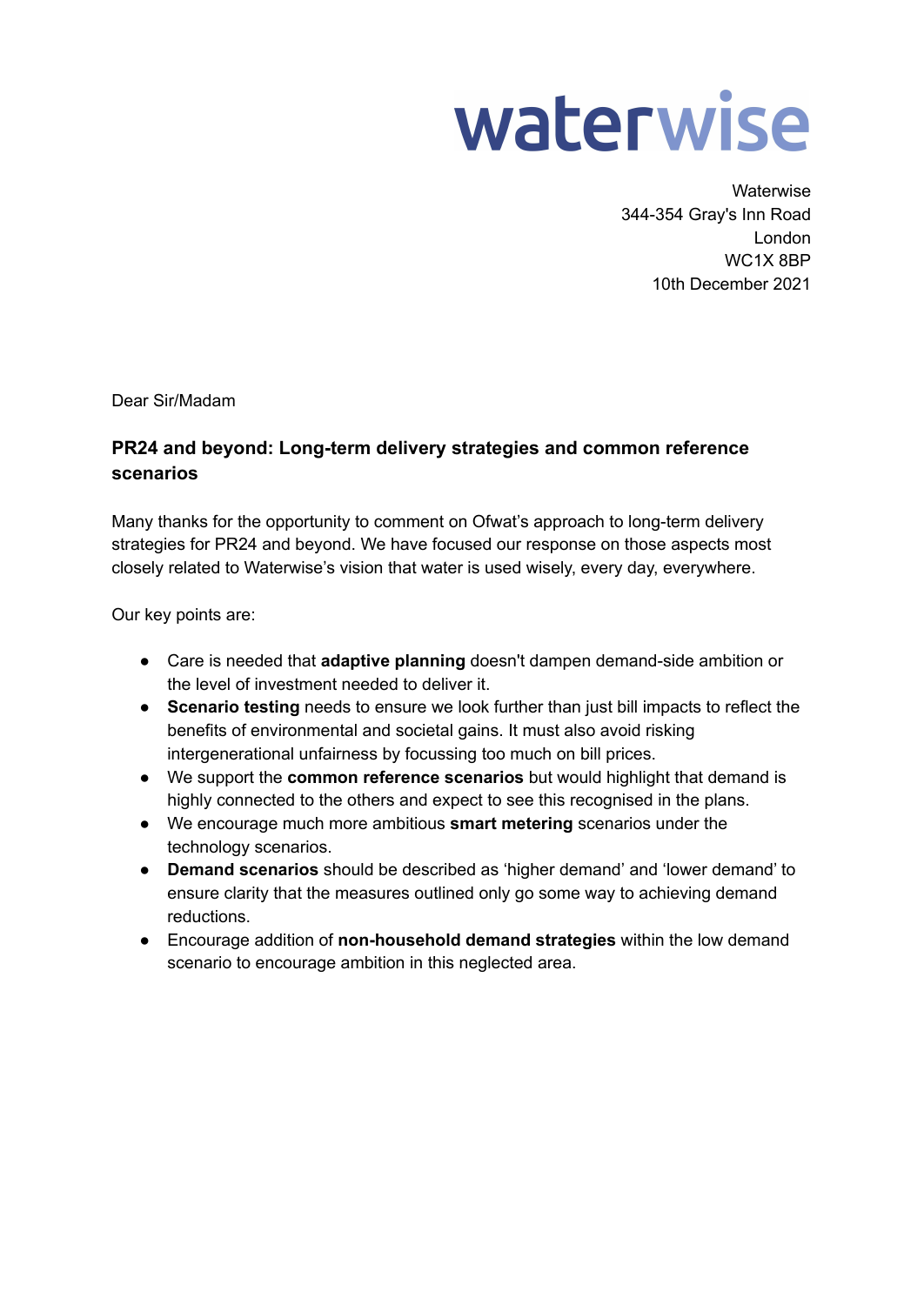waterwise

Waterwise
344-354 Gray's Inn Road
London
WC1X 8BP
10th December 2021

Dear Sir/Madam

## PR24 and beyond: Long-term delivery strategies and common reference scenarios

Many thanks for the opportunity to comment on Ofwat's approach to long-term delivery strategies for PR24 and beyond. We have focused our response on those aspects most closely related to Waterwise's vision that water is used wisely, every day, everywhere.

Our key points are:

- Care is needed that **adaptive planning** doesn't dampen demand-side ambition or the level of investment needed to deliver it.
- **Scenario testing** needs to ensure we look further than just bill impacts to reflect the benefits of environmental and societal gains. It must also avoid risking intergenerational unfairness by focussing too much on bill prices.
- We support the **common reference scenarios** but would highlight that demand is highly connected to the others and expect to see this recognised in the plans.
- We encourage much more ambitious **smart metering** scenarios under the technology scenarios.
- **Demand scenarios** should be described as 'higher demand' and 'lower demand' to ensure clarity that the measures outlined only go some way to achieving demand reductions.
- Encourage addition of **non-household demand strategies** within the low demand scenario to encourage ambition in this neglected area.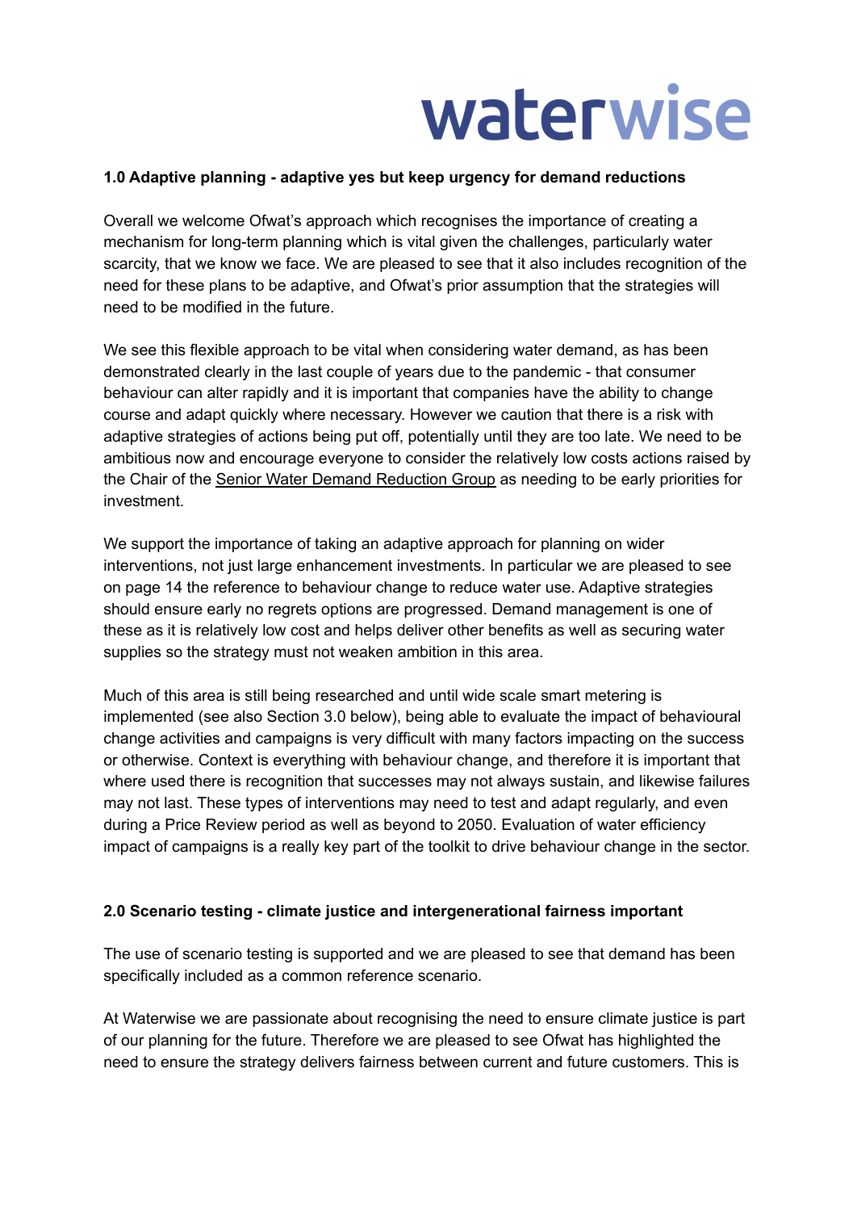## 1.0 Adaptive planning - adaptive yes but keep urgency for demand reductions

Overall we welcome Ofwat's approach which recognises the importance of creating a mechanism for long-term planning which is vital given the challenges, particularly water scarcity, that we know we face. We are pleased to see that it also includes recognition of the need for these plans to be adaptive, and Ofwat's prior assumption that the strategies will need to be modified in the future.

We see this flexible approach to be vital when considering water demand, as has been demonstrated clearly in the last couple of years due to the pandemic - that consumer behaviour can alter rapidly and it is important that companies have the ability to change course and adapt quickly where necessary. However we caution that there is a risk with adaptive strategies of actions being put off, potentially until they are too late. We need to be ambitious now and encourage everyone to consider the relatively low costs actions raised by the Chair of the Senior Water Demand Reduction Group as needing to be early priorities for investment.

We support the importance of taking an adaptive approach for planning on wider interventions, not just large enhancement investments. In particular we are pleased to see on page 14 the reference to behaviour change to reduce water use. Adaptive strategies should ensure early no regrets options are progressed. Demand management is one of these as it is relatively low cost and helps deliver other benefits as well as securing water supplies so the strategy must not weaken ambition in this area.

Much of this area is still being researched and until wide scale smart metering is implemented (see also Section 3.0 below), being able to evaluate the impact of behavioural change activities and campaigns is very difficult with many factors impacting on the success or otherwise. Context is everything with behaviour change, and therefore it is important that where used there is recognition that successes may not always sustain, and likewise failures may not last. These types of interventions may need to test and adapt regularly, and even during a Price Review period as well as beyond to 2050. Evaluation of water efficiency impact of campaigns is a really key part of the toolkit to drive behaviour change in the sector.

## 2.0 Scenario testing - climate justice and intergenerational fairness important

The use of scenario testing is supported and we are pleased to see that demand has been specifically included as a common reference scenario.

At Waterwise we are passionate about recognising the need to ensure climate justice is part of our planning for the future. Therefore we are pleased to see Ofwat has highlighted the need to ensure the strategy delivers fairness between current and future customers. This is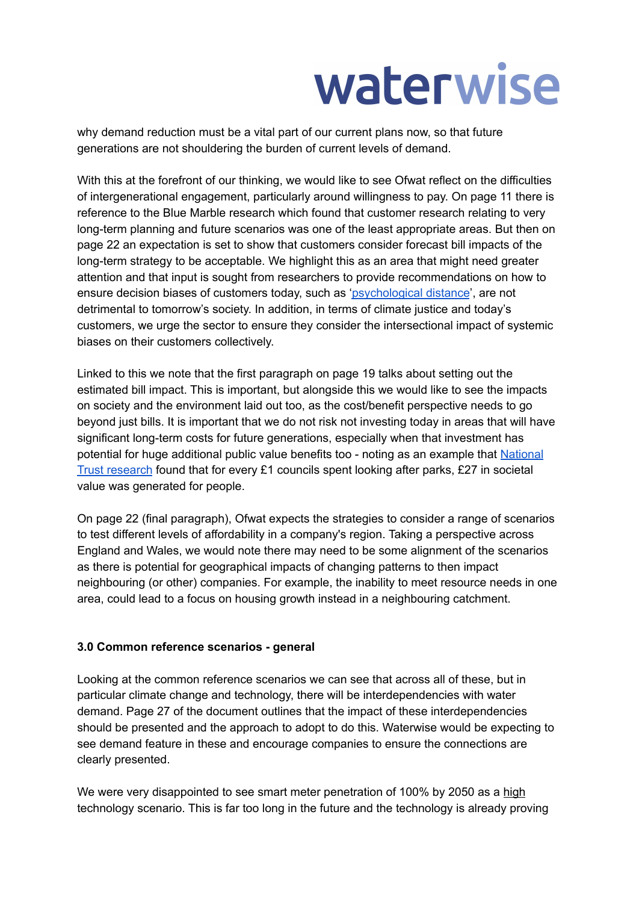why demand reduction must be a vital part of our current plans now, so that future generations are not shouldering the burden of current levels of demand.

With this at the forefront of our thinking, we would like to see Ofwat reflect on the difficulties of intergenerational engagement, particularly around willingness to pay. On page 11 there is reference to the Blue Marble research which found that customer research relating to very long-term planning and future scenarios was one of the least appropriate areas. But then on page 22 an expectation is set to show that customers consider forecast bill impacts of the long-term strategy to be acceptable. We highlight this as an area that might need greater attention and that input is sought from researchers to provide recommendations on how to ensure decision biases of customers today, such as 'psychological distance', are not detrimental to tomorrow's society. In addition, in terms of climate justice and today's customers, we urge the sector to ensure they consider the intersectional impact of systemic biases on their customers collectively.

Linked to this we note that the first paragraph on page 19 talks about setting out the estimated bill impact. This is important, but alongside this we would like to see the impacts on society and the environment laid out too, as the cost/benefit perspective needs to go beyond just bills. It is important that we do not risk not investing today in areas that will have significant long-term costs for future generations, especially when that investment has potential for huge additional public value benefits too - noting as an example that National Trust research found that for every £1 councils spent looking after parks, £27 in societal value was generated for people.

On page 22 (final paragraph), Ofwat expects the strategies to consider a range of scenarios to test different levels of affordability in a company's region. Taking a perspective across England and Wales, we would note there may need to be some alignment of the scenarios as there is potential for geographical impacts of changing patterns to then impact neighbouring (or other) companies. For example, the inability to meet resource needs in one area, could lead to a focus on housing growth instead in a neighbouring catchment.

**3.0 Common reference scenarios - general**

Looking at the common reference scenarios we can see that across all of these, but in particular climate change and technology, there will be interdependencies with water demand. Page 27 of the document outlines that the impact of these interdependencies should be presented and the approach to adopt to do this. Waterwise would be expecting to see demand feature in these and encourage companies to ensure the connections are clearly presented.

We were very disappointed to see smart meter penetration of 100% by 2050 as a high technology scenario. This is far too long in the future and the technology is already proving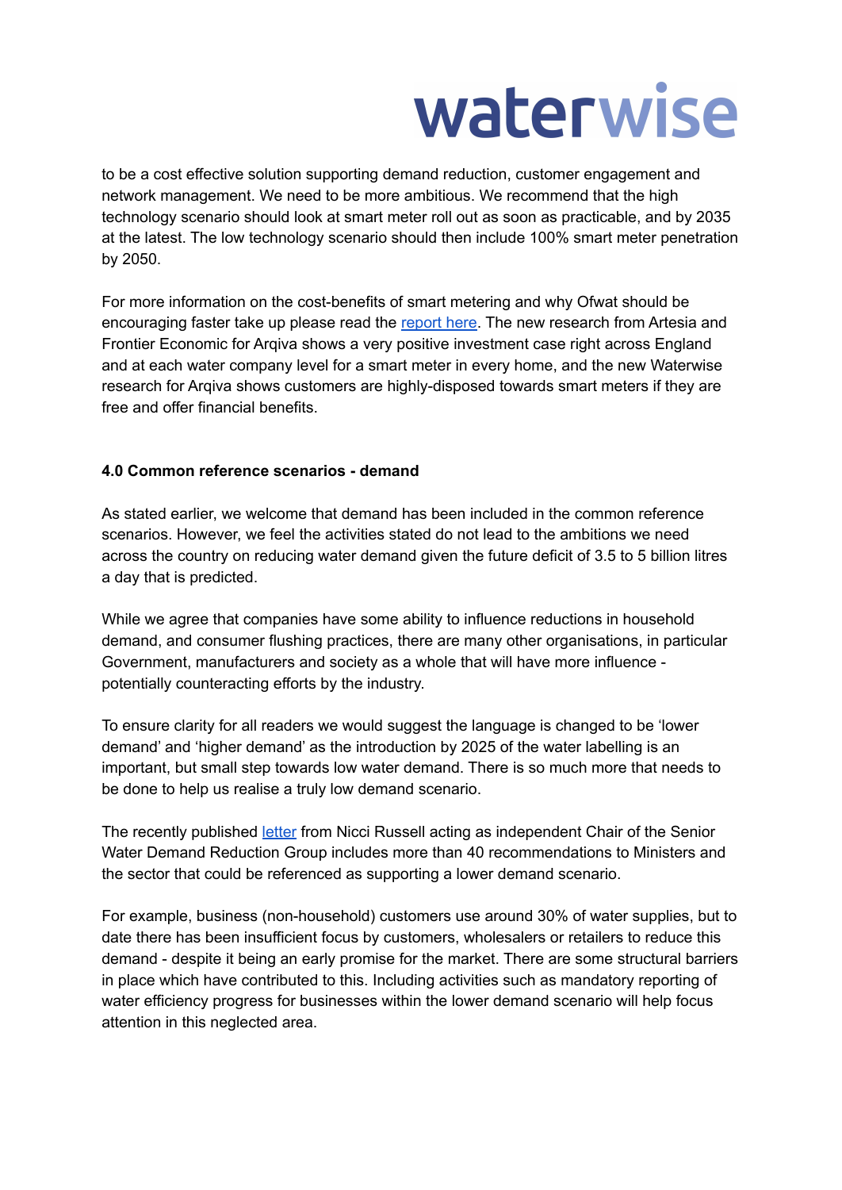to be a cost effective solution supporting demand reduction, customer engagement and network management. We need to be more ambitious. We recommend that the high technology scenario should look at smart meter roll out as soon as practicable, and by 2035 at the latest. The low technology scenario should then include 100% smart meter penetration by 2050.

For more information on the cost-benefits of smart metering and why Ofwat should be encouraging faster take up please read the report here. The new research from Artesia and Frontier Economic for Arqiva shows a very positive investment case right across England and at each water company level for a smart meter in every home, and the new Waterwise research for Arqiva shows customers are highly-disposed towards smart meters if they are free and offer financial benefits.

**4.0 Common reference scenarios - demand**

As stated earlier, we welcome that demand has been included in the common reference scenarios. However, we feel the activities stated do not lead to the ambitions we need across the country on reducing water demand given the future deficit of 3.5 to 5 billion litres a day that is predicted.

While we agree that companies have some ability to influence reductions in household demand, and consumer flushing practices, there are many other organisations, in particular Government, manufacturers and society as a whole that will have more influence - potentially counteracting efforts by the industry.

To ensure clarity for all readers we would suggest the language is changed to be 'lower demand' and 'higher demand' as the introduction by 2025 of the water labelling is an important, but small step towards low water demand. There is so much more that needs to be done to help us realise a truly low demand scenario.

The recently published letter from Nicci Russell acting as independent Chair of the Senior Water Demand Reduction Group includes more than 40 recommendations to Ministers and the sector that could be referenced as supporting a lower demand scenario.

For example, business (non-household) customers use around 30% of water supplies, but to date there has been insufficient focus by customers, wholesalers or retailers to reduce this demand - despite it being an early promise for the market. There are some structural barriers in place which have contributed to this. Including activities such as mandatory reporting of water efficiency progress for businesses within the lower demand scenario will help focus attention in this neglected area.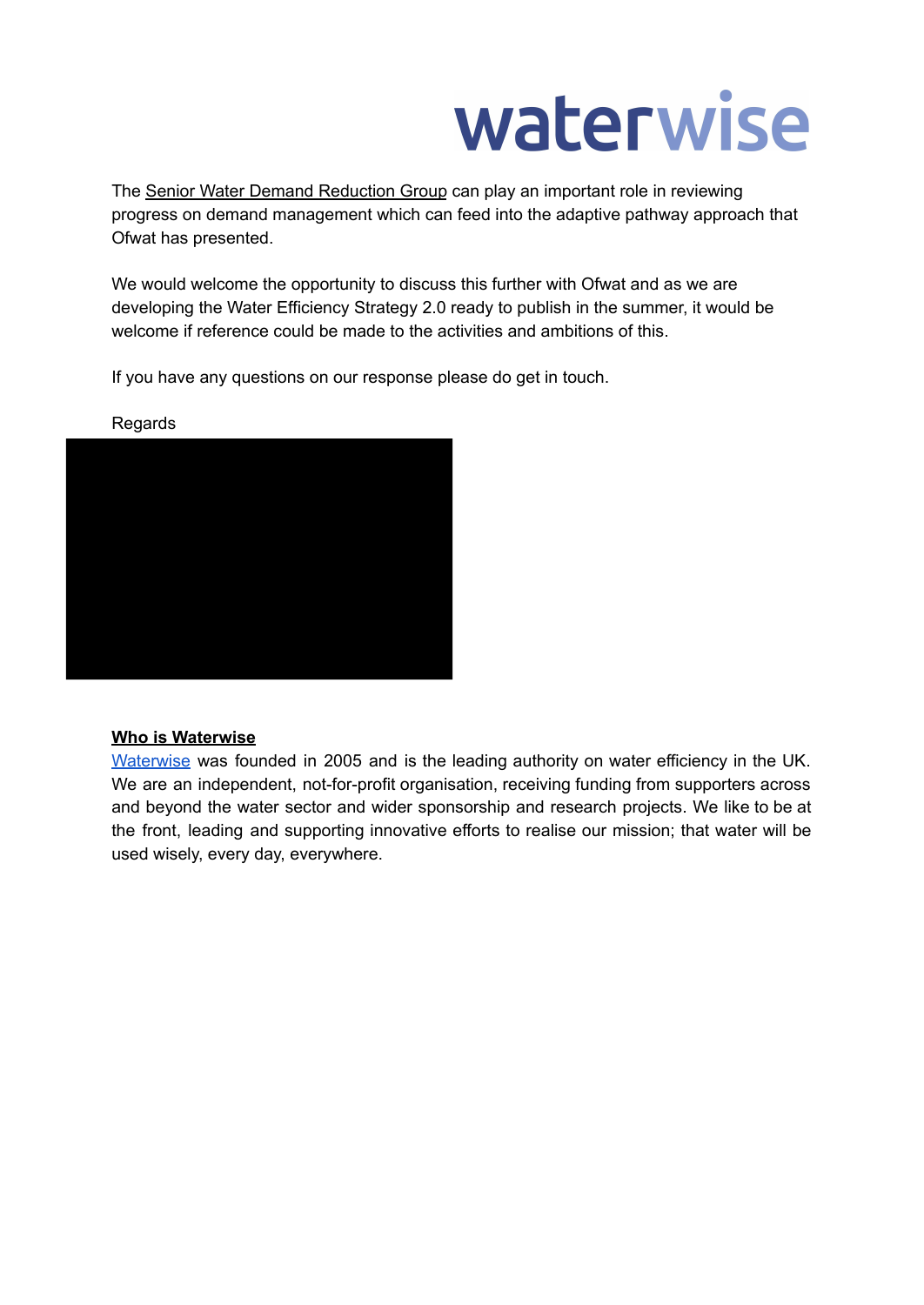The Senior Water Demand Reduction Group can play an important role in reviewing progress on demand management which can feed into the adaptive pathway approach that Ofwat has presented.

We would welcome the opportunity to discuss this further with Ofwat and as we are developing the Water Efficiency Strategy 2.0 ready to publish in the summer, it would be welcome if reference could be made to the activities and ambitions of this.

If you have any questions on our response please do get in touch.

Regards

**Who is Waterwise**

Waterwise was founded in 2005 and is the leading authority on water efficiency in the UK. We are an independent, not-for-profit organisation, receiving funding from supporters across and beyond the water sector and wider sponsorship and research projects. We like to be at the front, leading and supporting innovative efforts to realise our mission; that water will be used wisely, every day, everywhere.